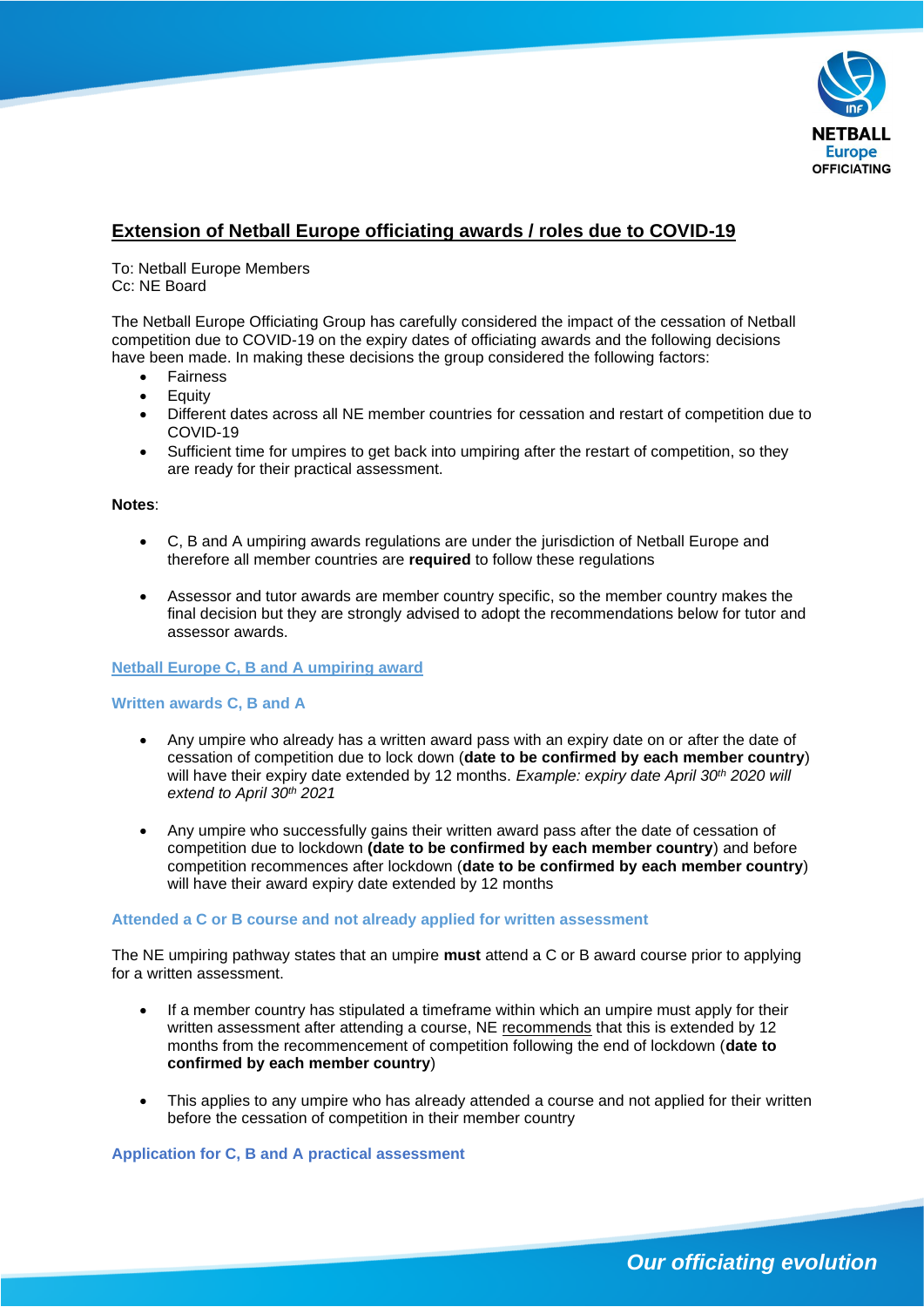# Extension of Netball Europe officiating awards / roles due to COVID-19

To: Netball Europe Members
Cc: NE Board

The Netball Europe Officiating Group has carefully considered the impact of the cessation of Netball competition due to COVID-19 on the expiry dates of officiating awards and the following decisions have been made. In making these decisions the group considered the following factors:

- Fairness
- Equity
- Different dates across all NE member countries for cessation and restart of competition due to COVID-19
- Sufficient time for umpires to get back into umpiring after the restart of competition, so they are ready for their practical assessment.

**Notes**:

- C, B and A umpiring awards regulations are under the jurisdiction of Netball Europe and therefore all member countries are **required** to follow these regulations
- Assessor and tutor awards are member country specific, so the member country makes the final decision but they are strongly advised to adopt the recommendations below for tutor and assessor awards.

## Netball Europe C, B and A umpiring award

### Written awards C, B and A

- Any umpire who already has a written award pass with an expiry date on or after the date of cessation of competition due to lock down (**date to be confirmed by each member country**) will have their expiry date extended by 12 months. *Example: expiry date April 30th 2020 will extend to April 30th 2021*
- Any umpire who successfully gains their written award pass after the date of cessation of competition due to lockdown **(date to be confirmed by each member country**) and before competition recommences after lockdown (**date to be confirmed by each member country**) will have their award expiry date extended by 12 months

### Attended a C or B course and not already applied for written assessment

The NE umpiring pathway states that an umpire **must** attend a C or B award course prior to applying for a written assessment.

- If a member country has stipulated a timeframe within which an umpire must apply for their written assessment after attending a course, NE recommends that this is extended by 12 months from the recommencement of competition following the end of lockdown (**date to confirmed by each member country**)
- This applies to any umpire who has already attended a course and not applied for their written before the cessation of competition in their member country

### Application for C, B and A practical assessment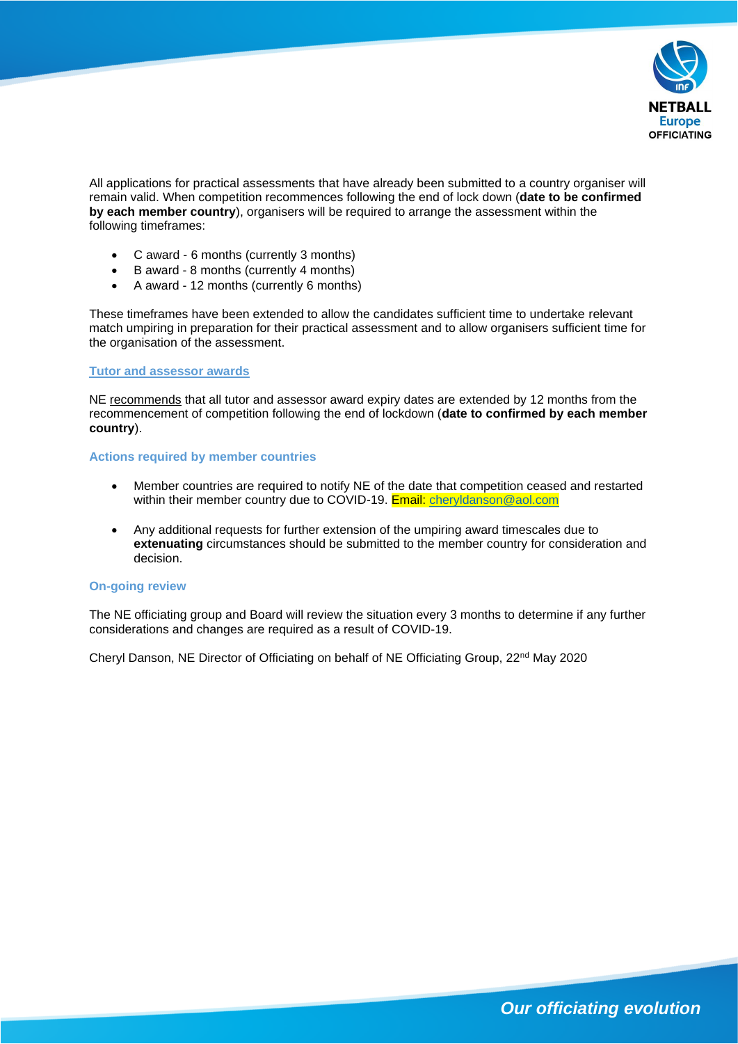All applications for practical assessments that have already been submitted to a country organiser will remain valid. When competition recommences following the end of lock down (**date to be confirmed by each member country**), organisers will be required to arrange the assessment within the following timeframes:

- C award - 6 months (currently 3 months)
- B award - 8 months (currently 4 months)
- A award - 12 months (currently 6 months)

These timeframes have been extended to allow the candidates sufficient time to undertake relevant match umpiring in preparation for their practical assessment and to allow organisers sufficient time for the organisation of the assessment.

### Tutor and assessor awards

NE recommends that all tutor and assessor award expiry dates are extended by 12 months from the recommencement of competition following the end of lockdown (**date to confirmed by each member country**).

### Actions required by member countries

- Member countries are required to notify NE of the date that competition ceased and restarted within their member country due to COVID-19. Email: cheryldanson@aol.com

- Any additional requests for further extension of the umpiring award timescales due to **extenuating** circumstances should be submitted to the member country for consideration and decision.

### On-going review

The NE officiating group and Board will review the situation every 3 months to determine if any further considerations and changes are required as a result of COVID-19.

Cheryl Danson, NE Director of Officiating on behalf of NE Officiating Group, 22nd May 2020